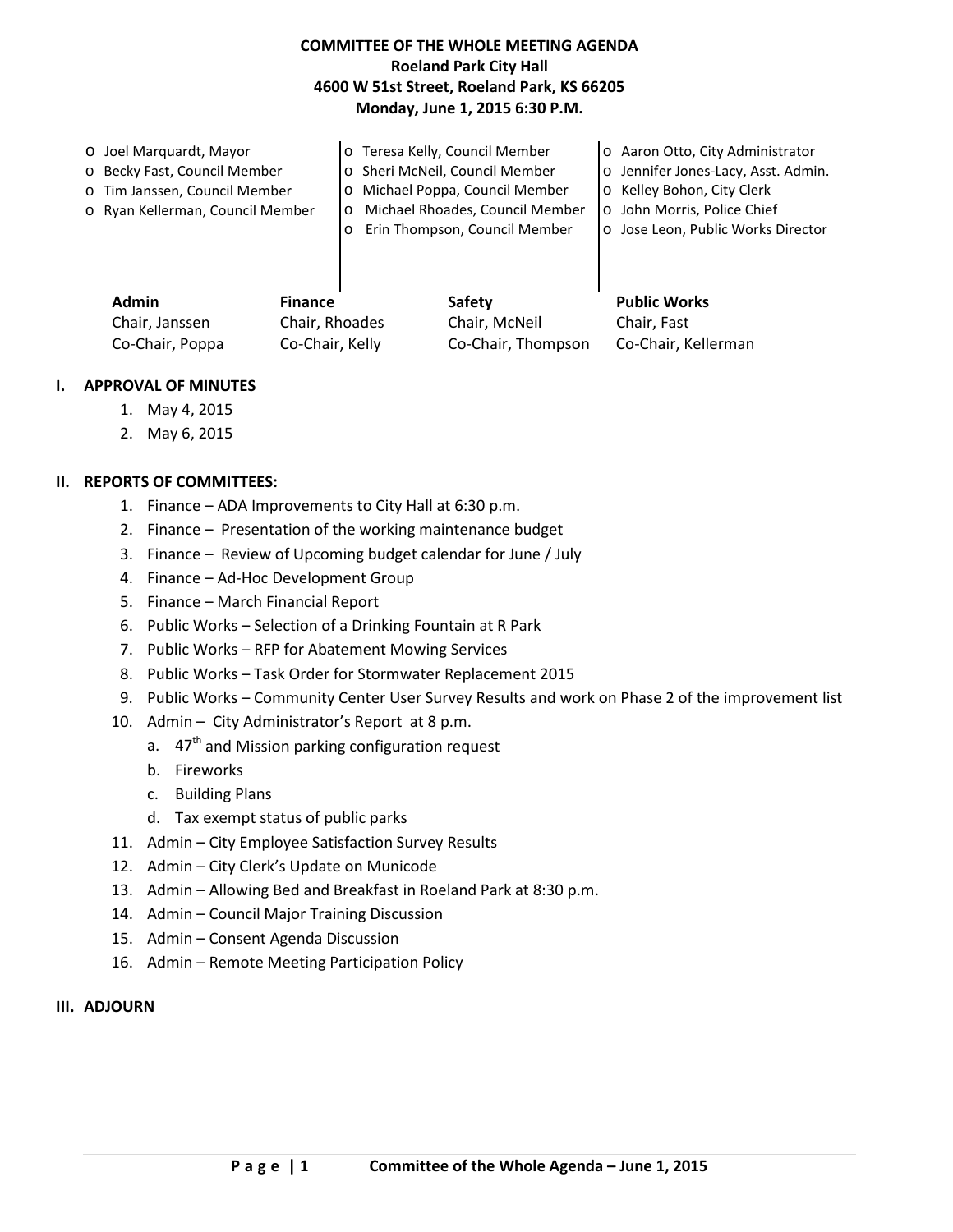# COMMITTEE OF THE WHOLE MEETING AGENDA
**Roeland Park City Hall**
**4600 W 51st Street, Roeland Park, KS 66205**
**Monday, June 1, 2015 6:30 P.M.**

- o Joel Marquardt, Mayor
- o Becky Fast, Council Member
- o Tim Janssen, Council Member
- o Ryan Kellerman, Council Member
- o Teresa Kelly, Council Member
- o Sheri McNeil, Council Member
- o Michael Poppa, Council Member
- o Michael Rhoades, Council Member
- o Erin Thompson, Council Member
- o Aaron Otto, City Administrator
- o Jennifer Jones-Lacy, Asst. Admin.
- o Kelley Bohon, City Clerk
- o John Morris, Police Chief
- o Jose Leon, Public Works Director

| **Admin** | **Finance** | **Safety** | **Public Works** |
|---|---|---|---|
| Chair, Janssen | Chair, Rhoades | Chair, McNeil | Chair, Fast |
| Co-Chair, Poppa | Co-Chair, Kelly | Co-Chair, Thompson | Co-Chair, Kellerman |

## I. APPROVAL OF MINUTES

1. May 4, 2015
2. May 6, 2015

## II. REPORTS OF COMMITTEES:

1. Finance – ADA Improvements to City Hall at 6:30 p.m.
2. Finance – Presentation of the working maintenance budget
3. Finance – Review of Upcoming budget calendar for June / July
4. Finance – Ad-Hoc Development Group
5. Finance – March Financial Report
6. Public Works – Selection of a Drinking Fountain at R Park
7. Public Works – RFP for Abatement Mowing Services
8. Public Works – Task Order for Stormwater Replacement 2015
9. Public Works – Community Center User Survey Results and work on Phase 2 of the improvement list
10. Admin – City Administrator's Report at 8 p.m.
    a. 47th and Mission parking configuration request
    b. Fireworks
    c. Building Plans
    d. Tax exempt status of public parks
11. Admin – City Employee Satisfaction Survey Results
12. Admin – City Clerk's Update on Municode
13. Admin – Allowing Bed and Breakfast in Roeland Park at 8:30 p.m.
14. Admin – Council Major Training Discussion
15. Admin – Consent Agenda Discussion
16. Admin – Remote Meeting Participation Policy

## III. ADJOURN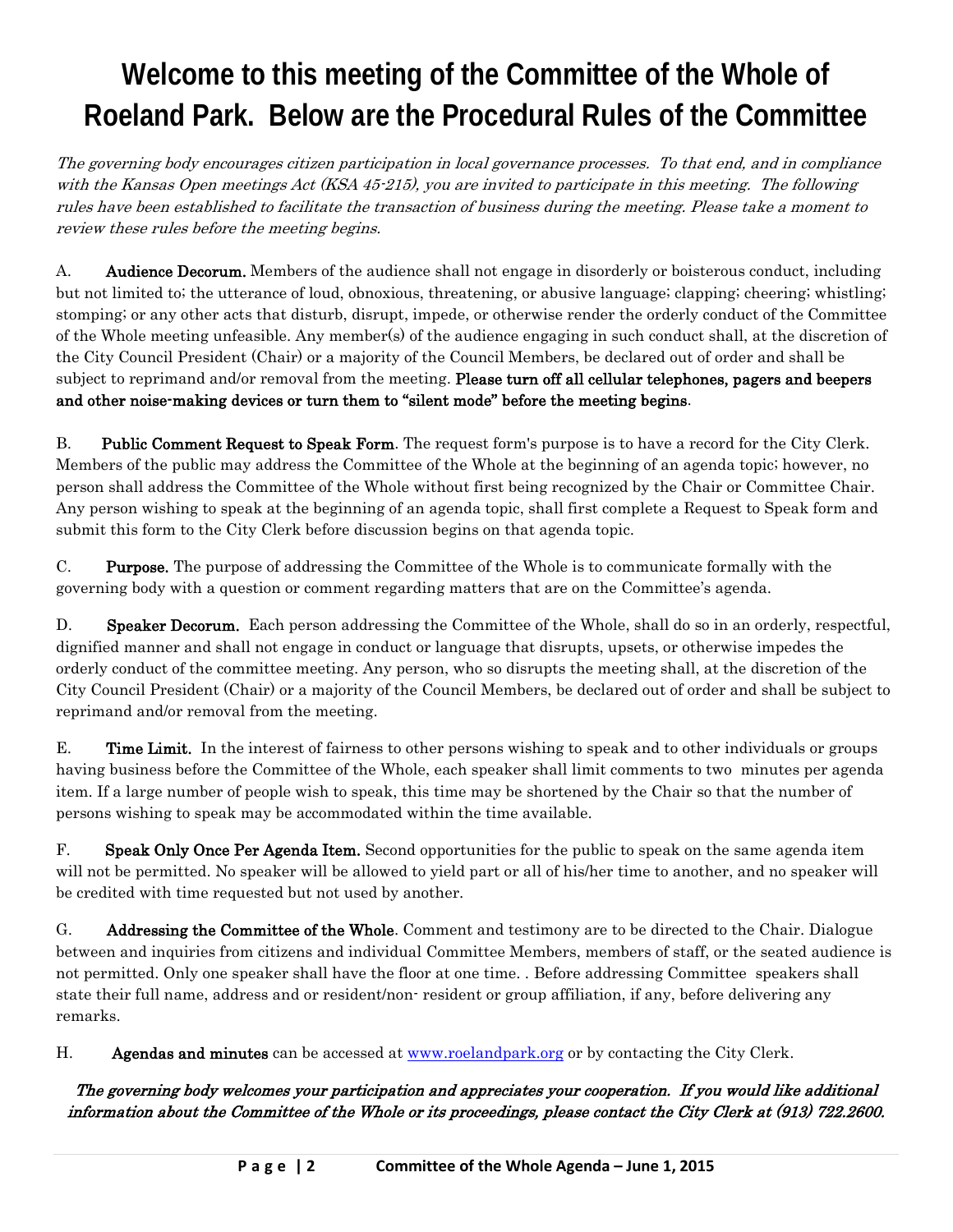# Welcome to this meeting of the Committee of the Whole of Roeland Park. Below are the Procedural Rules of the Committee

*The governing body encourages citizen participation in local governance processes. To that end, and in compliance with the Kansas Open meetings Act (KSA 45-215), you are invited to participate in this meeting. The following rules have been established to facilitate the transaction of business during the meeting. Please take a moment to review these rules before the meeting begins.*

A. **Audience Decorum.** Members of the audience shall not engage in disorderly or boisterous conduct, including but not limited to; the utterance of loud, obnoxious, threatening, or abusive language; clapping; cheering; whistling; stomping; or any other acts that disturb, disrupt, impede, or otherwise render the orderly conduct of the Committee of the Whole meeting unfeasible. Any member(s) of the audience engaging in such conduct shall, at the discretion of the City Council President (Chair) or a majority of the Council Members, be declared out of order and shall be subject to reprimand and/or removal from the meeting. **Please turn off all cellular telephones, pagers and beepers and other noise-making devices or turn them to "silent mode" before the meeting begins**.

B. **Public Comment Request to Speak Form**. The request form's purpose is to have a record for the City Clerk. Members of the public may address the Committee of the Whole at the beginning of an agenda topic; however, no person shall address the Committee of the Whole without first being recognized by the Chair or Committee Chair. Any person wishing to speak at the beginning of an agenda topic, shall first complete a Request to Speak form and submit this form to the City Clerk before discussion begins on that agenda topic.

C. **Purpose.** The purpose of addressing the Committee of the Whole is to communicate formally with the governing body with a question or comment regarding matters that are on the Committee's agenda.

D. **Speaker Decorum.** Each person addressing the Committee of the Whole, shall do so in an orderly, respectful, dignified manner and shall not engage in conduct or language that disrupts, upsets, or otherwise impedes the orderly conduct of the committee meeting. Any person, who so disrupts the meeting shall, at the discretion of the City Council President (Chair) or a majority of the Council Members, be declared out of order and shall be subject to reprimand and/or removal from the meeting.

E. **Time Limit.** In the interest of fairness to other persons wishing to speak and to other individuals or groups having business before the Committee of the Whole, each speaker shall limit comments to two minutes per agenda item. If a large number of people wish to speak, this time may be shortened by the Chair so that the number of persons wishing to speak may be accommodated within the time available.

F. **Speak Only Once Per Agenda Item.** Second opportunities for the public to speak on the same agenda item will not be permitted. No speaker will be allowed to yield part or all of his/her time to another, and no speaker will be credited with time requested but not used by another.

G. **Addressing the Committee of the Whole**. Comment and testimony are to be directed to the Chair. Dialogue between and inquiries from citizens and individual Committee Members, members of staff, or the seated audience is not permitted. Only one speaker shall have the floor at one time. . Before addressing Committee speakers shall state their full name, address and or resident/non- resident or group affiliation, if any, before delivering any remarks.

H. **Agendas and minutes** can be accessed at [www.roelandpark.org](http://www.roelandpark.org) or by contacting the City Clerk.

***The governing body welcomes your participation and appreciates your cooperation. If you would like additional information about the Committee of the Whole or its proceedings, please contact the City Clerk at (913) 722.2600.***